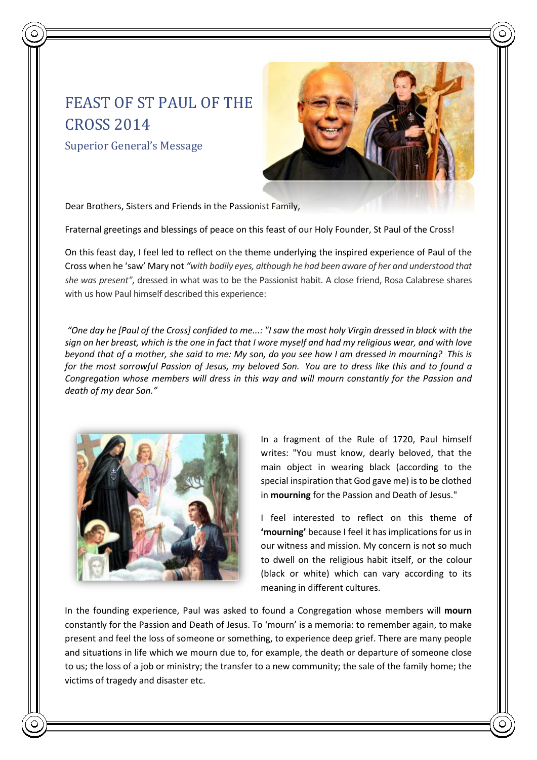# FEAST OF ST PAUL OF THE CROSS 2014

## Superior General's Message

Dear Brothers, Sisters and Friends in the Passionist Family,

Fraternal greetings and blessings of peace on this feast of our Holy Founder, St Paul of the Cross!

On this feast day, I feel led to reflect on the theme underlying the inspired experience of Paul of the Cross when he 'saw' Mary not *"with bodily eyes, although he had been aware of her and understood that she was present"*, dressed in what was to be the Passionist habit. A close friend, Rosa Calabrese shares with us how Paul himself described this experience:

*"One day he [Paul of the Cross] confided to me...: "I saw the most holy Virgin dressed in black with the sign on her breast, which is the one in fact that I wore myself and had my religious wear, and with love beyond that of a mother, she said to me: My son, do you see how I am dressed in mourning? This is for the most sorrowful Passion of Jesus, my beloved Son. You are to dress like this and to found a Congregation whose members will dress in this way and will mourn constantly for the Passion and death of my dear Son."*

In a fragment of the Rule of 1720, Paul himself writes: "You must know, dearly beloved, that the main object in wearing black (according to the special inspiration that God gave me) is to be clothed in **mourning** for the Passion and Death of Jesus."

I feel interested to reflect on this theme of **'mourning'** because I feel it has implications for us in our witness and mission. My concern is not so much to dwell on the religious habit itself, or the colour (black or white) which can vary according to its meaning in different cultures.

In the founding experience, Paul was asked to found a Congregation whose members will **mourn** constantly for the Passion and Death of Jesus. To 'mourn' is a memoria: to remember again, to make present and feel the loss of someone or something, to experience deep grief. There are many people and situations in life which we mourn due to, for example, the death or departure of someone close to us; the loss of a job or ministry; the transfer to a new community; the sale of the family home; the victims of tragedy and disaster etc.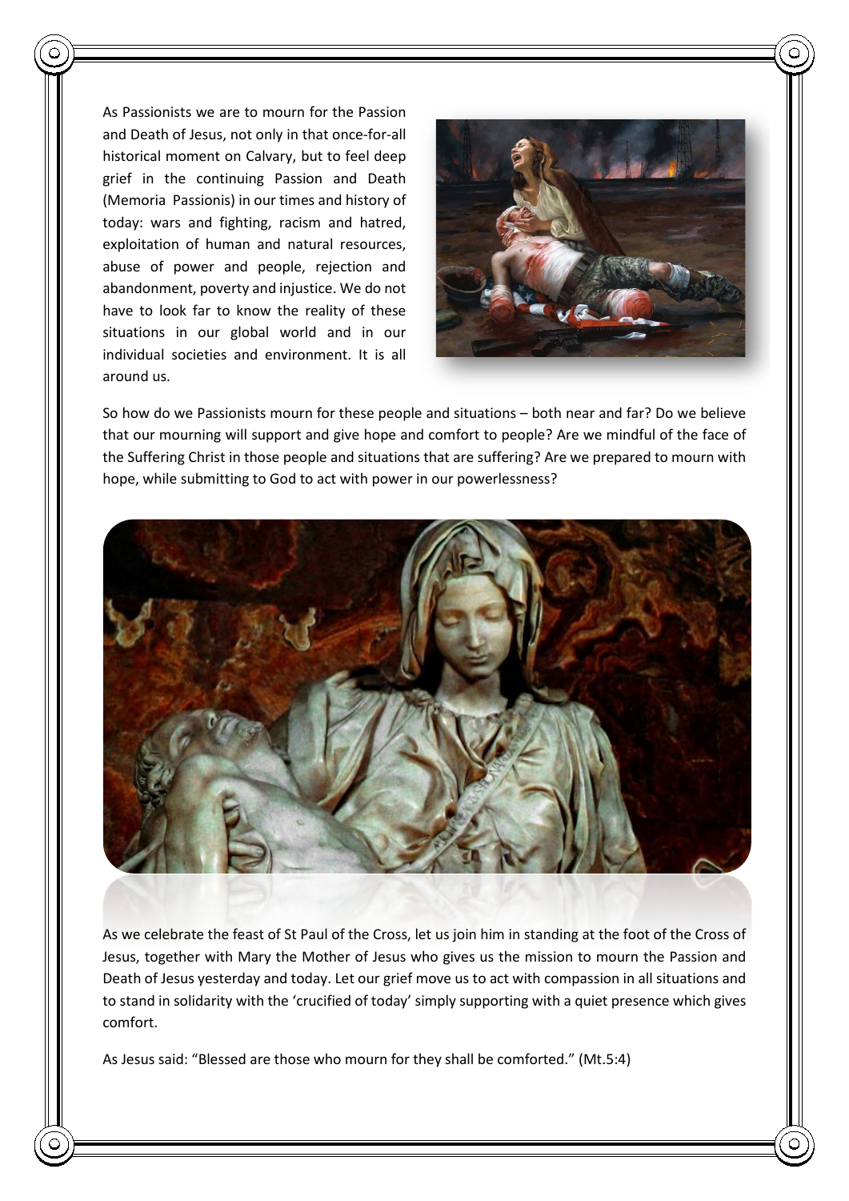As Passionists we are to mourn for the Passion and Death of Jesus, not only in that once-for-all historical moment on Calvary, but to feel deep grief in the continuing Passion and Death (Memoria Passionis) in our times and history of today: wars and fighting, racism and hatred, exploitation of human and natural resources, abuse of power and people, rejection and abandonment, poverty and injustice. We do not have to look far to know the reality of these situations in our global world and in our individual societies and environment. It is all around us.

So how do we Passionists mourn for these people and situations – both near and far? Do we believe that our mourning will support and give hope and comfort to people? Are we mindful of the face of the Suffering Christ in those people and situations that are suffering? Are we prepared to mourn with hope, while submitting to God to act with power in our powerlessness?

As we celebrate the feast of St Paul of the Cross, let us join him in standing at the foot of the Cross of Jesus, together with Mary the Mother of Jesus who gives us the mission to mourn the Passion and Death of Jesus yesterday and today. Let our grief move us to act with compassion in all situations and to stand in solidarity with the 'crucified of today' simply supporting with a quiet presence which gives comfort.

As Jesus said: "Blessed are those who mourn for they shall be comforted." (Mt.5:4)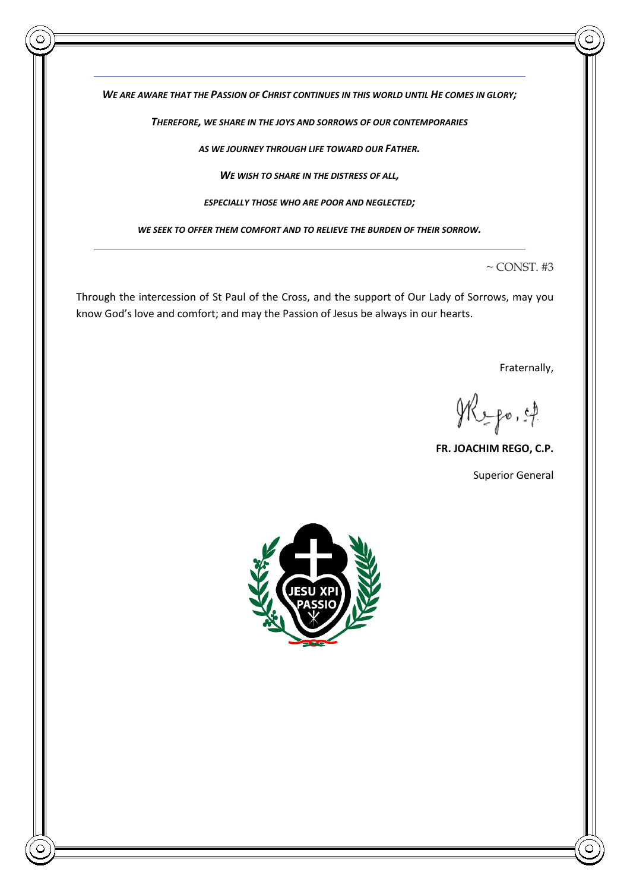---

***We are aware that the Passion of Christ continues in this world until He comes in glory;***

***therefore, we share in the joys and sorrows of our contemporaries***

***as we journey through life toward our Father.***

***We wish to share in the distress of all,***

***especially those who are poor and neglected;***

***we seek to offer them comfort and to relieve the burden of their sorrow.***

---

~ CONST. #3

Through the intercession of St Paul of the Cross, and the support of Our Lady of Sorrows, may you know God's love and comfort; and may the Passion of Jesus be always in our hearts.

Fraternally,

**FR. JOACHIM REGO, C.P.**

Superior General